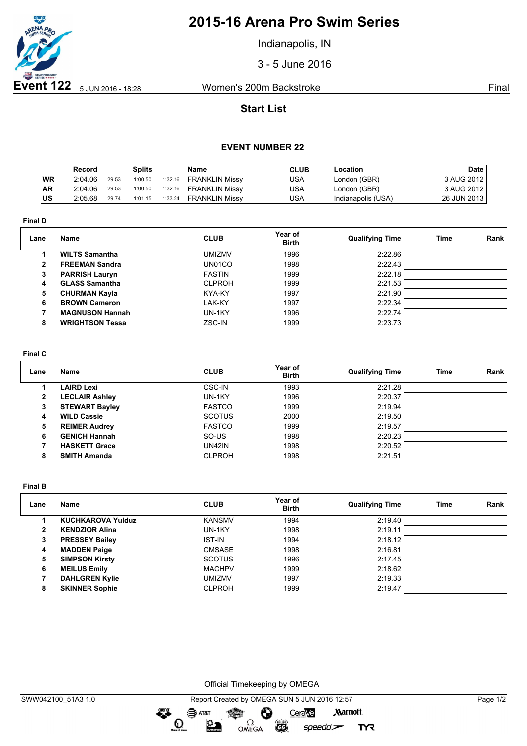# 2015-16 Arena Pro Swim Series

Indianapolis, IN

3 - 5 June 2016

**Event 122** 5 JUN 2016 - 18:28 Women's 200m Backstroke Final

## Start List

### EVENT NUMBER 22

| | Record | Splits | | | Name | CLUB | Location | Date |
|---|---|---|---|---|---|---|---|---|
| WR | 2:04.06 | 29.53 | 1:00.50 | 1:32.16 | FRANKLIN Missy | USA | London (GBR) | 3 AUG 2012 |
| AR | 2:04.06 | 29.53 | 1:00.50 | 1:32.16 | FRANKLIN Missy | USA | London (GBR) | 3 AUG 2012 |
| US | 2:05.68 | 29.74 | 1:01.15 | 1:33.24 | FRANKLIN Missy | USA | Indianapolis (USA) | 26 JUN 2013 |

**Final D**

| Lane | Name | CLUB | Year of Birth | Qualifying Time | Time | Rank |
|---|---|---|---|---|---|---|
| 1 | **WILTS Samantha** | UMIZMV | 1996 | 2:22.86 | | |
| 2 | **FREEMAN Sandra** | UN01CO | 1998 | 2:22.43 | | |
| 3 | **PARRISH Lauryn** | FASTIN | 1999 | 2:22.18 | | |
| 4 | **GLASS Samantha** | CLPROH | 1999 | 2:21.53 | | |
| 5 | **CHURMAN Kayla** | KYA-KY | 1997 | 2:21.90 | | |
| 6 | **BROWN Cameron** | LAK-KY | 1997 | 2:22.34 | | |
| 7 | **MAGNUSON Hannah** | UN-1KY | 1996 | 2:22.74 | | |
| 8 | **WRIGHTSON Tessa** | ZSC-IN | 1999 | 2:23.73 | | |

**Final C**

| Lane | Name | CLUB | Year of Birth | Qualifying Time | Time | Rank |
|---|---|---|---|---|---|---|
| 1 | **LAIRD Lexi** | CSC-IN | 1993 | 2:21.28 | | |
| 2 | **LECLAIR Ashley** | UN-1KY | 1996 | 2:20.37 | | |
| 3 | **STEWART Bayley** | FASTCO | 1999 | 2:19.94 | | |
| 4 | **WILD Cassie** | SCOTUS | 2000 | 2:19.50 | | |
| 5 | **REIMER Audrey** | FASTCO | 1999 | 2:19.57 | | |
| 6 | **GENICH Hannah** | SO-US | 1998 | 2:20.23 | | |
| 7 | **HASKETT Grace** | UN42IN | 1998 | 2:20.52 | | |
| 8 | **SMITH Amanda** | CLPROH | 1998 | 2:21.51 | | |

**Final B**

| Lane | Name | CLUB | Year of Birth | Qualifying Time | Time | Rank |
|---|---|---|---|---|---|---|
| 1 | **KUCHKAROVA Yulduz** | KANSMV | 1994 | 2:19.40 | | |
| 2 | **KENDZIOR Alina** | UN-1KY | 1998 | 2:19.11 | | |
| 3 | **PRESSEY Bailey** | IST-IN | 1994 | 2:18.12 | | |
| 4 | **MADDEN Paige** | CMSASE | 1998 | 2:16.81 | | |
| 5 | **SIMPSON Kirsty** | SCOTUS | 1996 | 2:17.45 | | |
| 6 | **MEILUS Emily** | MACHPV | 1999 | 2:18.62 | | |
| 7 | **DAHLGREN Kylie** | UMIZMV | 1997 | 2:19.33 | | |
| 8 | **SKINNER Sophie** | CLPROH | 1999 | 2:19.47 | | |

Official Timekeeping by OMEGA

SWW042100_51A3 1.0 Report Created by OMEGA SUN 5 JUN 2016 12:57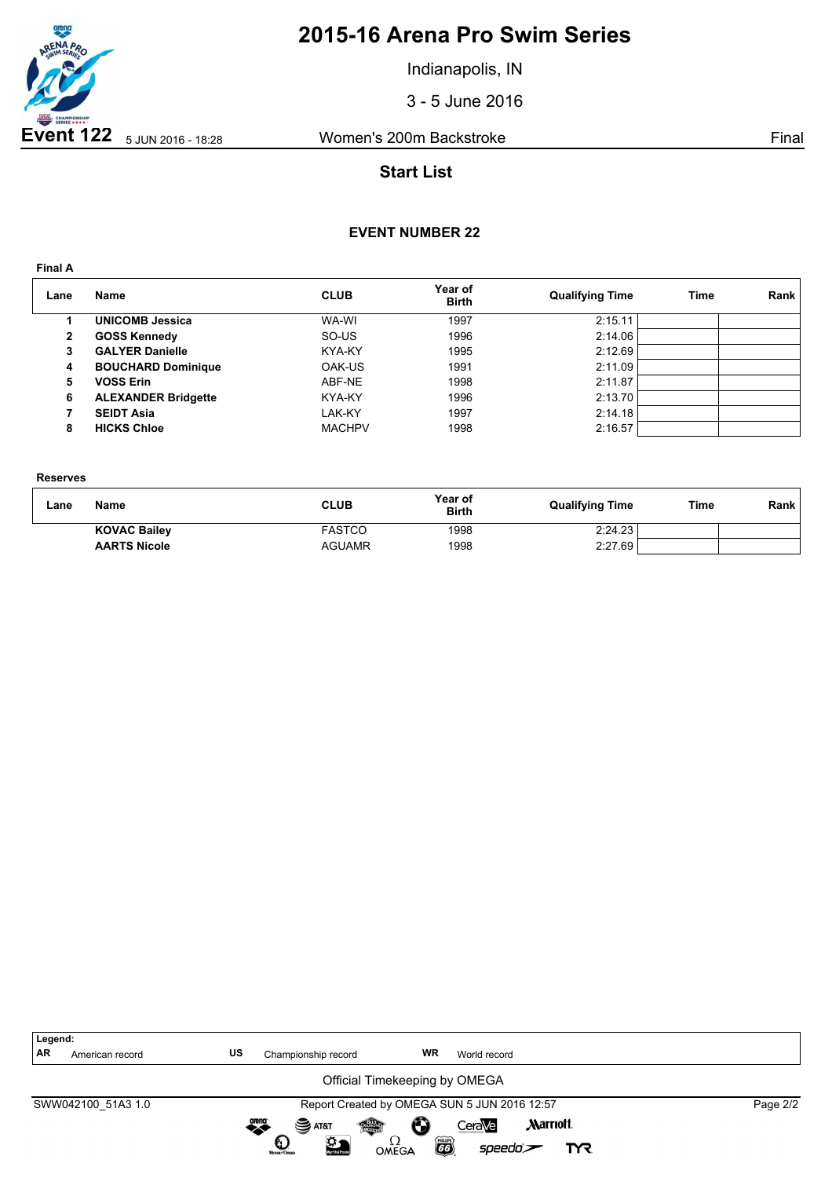# 2015-16 Arena Pro Swim Series

Indianapolis, IN

3 - 5 June 2016

**Event 122** 5 JUN 2016 - 18:28 Women's 200m Backstroke Final

## Start List

### EVENT NUMBER 22

**Final A**

| Lane | Name | CLUB | Year of Birth | Qualifying Time | Time | Rank |
|---|---|---|---|---|---|---|
| 1 | **UNICOMB Jessica** | WA-WI | 1997 | 2:15.11 | | |
| 2 | **GOSS Kennedy** | SO-US | 1996 | 2:14.06 | | |
| 3 | **GALYER Danielle** | KYA-KY | 1995 | 2:12.69 | | |
| 4 | **BOUCHARD Dominique** | OAK-US | 1991 | 2:11.09 | | |
| 5 | **VOSS Erin** | ABF-NE | 1998 | 2:11.87 | | |
| 6 | **ALEXANDER Bridgette** | KYA-KY | 1996 | 2:13.70 | | |
| 7 | **SEIDT Asia** | LAK-KY | 1997 | 2:14.18 | | |
| 8 | **HICKS Chloe** | MACHPV | 1998 | 2:16.57 | | |

**Reserves**

| Lane | Name | CLUB | Year of Birth | Qualifying Time | Time | Rank |
|---|---|---|---|---|---|---|
| | **KOVAC Bailey** | FASTCO | 1998 | 2:24.23 | | |
| | **AARTS Nicole** | AGUAMR | 1998 | 2:27.69 | | |

**Legend:**

| | | | | | |
|---|---|---|---|---|---|
| **AR** | American record | **US** | Championship record | **WR** | World record |

Official Timekeeping by OMEGA

SWW042100_51A3 1.0 Report Created by OMEGA SUN 5 JUN 2016 12:57